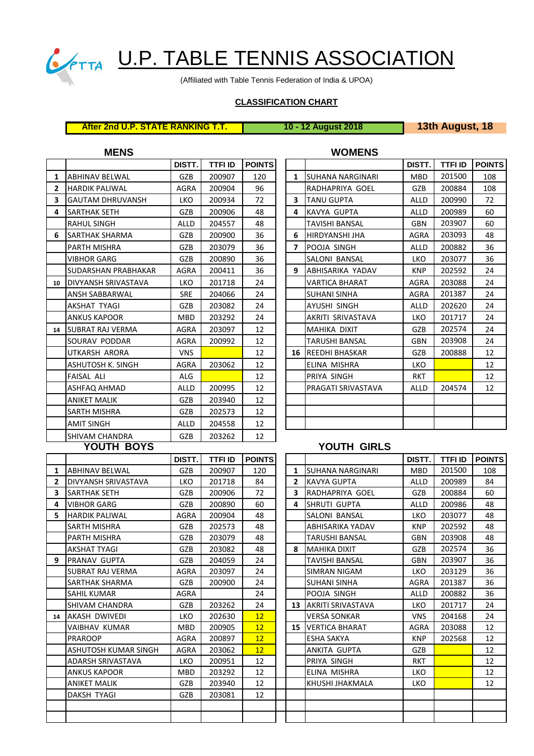# U.P. TABLE TENNIS ASSOCIATION

(Affiliated with Table Tennis Federation of India & UPOA)

**CLASSIFICATION CHART**

| After 2nd U.P. STATE RANKING T.T. | 10 - 12 August 2018 | 13th August, 18 |
|---|---|---|

## MENS

| | | DISTT. | TTFI ID | POINTS |
|---|---|---|---|---|
| 1 | ABHINAV BELWAL | GZB | 200907 | 120 |
| 2 | HARDIK PALIWAL | AGRA | 200904 | 96 |
| 3 | GAUTAM DHRUVANSH | LKO | 200934 | 72 |
| 4 | SARTHAK SETH | GZB | 200906 | 48 |
| | RAHUL SINGH | ALLD | 204557 | 48 |
| 6 | SARTHAK SHARMA | GZB | 200900 | 36 |
| | PARTH MISHRA | GZB | 203079 | 36 |
| | VIBHOR GARG | GZB | 200890 | 36 |
| | SUDARSHAN PRABHAKAR | AGRA | 200411 | 36 |
| 10 | DIVYANSH SRIVASTAVA | LKO | 201718 | 24 |
| | ANSH SABBARWAL | SRE | 204066 | 24 |
| | AKSHAT TYAGI | GZB | 203082 | 24 |
| | ANKUS KAPOOR | MBD | 203292 | 24 |
| 14 | SUBRAT RAJ VERMA | AGRA | 203097 | 12 |
| | SOURAV PODDAR | AGRA | 200992 | 12 |
| | UTKARSH ARORA | VNS | | 12 |
| | ASHUTOSH K. SINGH | AGRA | 203062 | 12 |
| | FAISAL ALI | ALG | | 12 |
| | ASHFAQ AHMAD | ALLD | 200995 | 12 |
| | ANIKET MALIK | GZB | 203940 | 12 |
| | SARTH MISHRA | GZB | 202573 | 12 |
| | AMIT SINGH | ALLD | 204558 | 12 |
| | SHIVAM CHANDRA | GZB | 203262 | 12 |

## WOMENS

| | | DISTT. | TTFI ID | POINTS |
|---|---|---|---|---|
| 1 | SUHANA NARGINARI | MBD | 201500 | 108 |
| | RADHAPRIYA GOEL | GZB | 200884 | 108 |
| 3 | TANU GUPTA | ALLD | 200990 | 72 |
| 4 | KAVYA GUPTA | ALLD | 200989 | 60 |
| | TAVISHI BANSAL | GBN | 203907 | 60 |
| 6 | HIRDYANSHI JHA | AGRA | 203093 | 48 |
| 7 | POOJA SINGH | ALLD | 200882 | 36 |
| | SALONI BANSAL | LKO | 203077 | 36 |
| 9 | ABHISARIKA YADAV | KNP | 202592 | 24 |
| | VARTICA BHARAT | AGRA | 203088 | 24 |
| | SUHANI SINHA | AGRA | 201387 | 24 |
| | AYUSHI SINGH | ALLD | 202620 | 24 |
| | AKRITI SRIVASTAVA | LKO | 201717 | 24 |
| | MAHIKA DIXIT | GZB | 202574 | 24 |
| | TARUSHI BANSAL | GBN | 203908 | 24 |
| 16 | REEDHI BHASKAR | GZB | 200888 | 12 |
| | ELINA MISHRA | LKO | | 12 |
| | PRIYA SINGH | RKT | | 12 |
| | PRAGATI SRIVASTAVA | ALLD | 204574 | 12 |

## YOUTH BOYS

| | | DISTT. | TTFI ID | POINTS |
|---|---|---|---|---|
| 1 | ABHINAV BELWAL | GZB | 200907 | 120 |
| 2 | DIVYANSH SRIVASTAVA | LKO | 201718 | 84 |
| 3 | SARTHAK SETH | GZB | 200906 | 72 |
| 4 | VIBHOR GARG | GZB | 200890 | 60 |
| 5 | HARDIK PALIWAL | AGRA | 200904 | 48 |
| | SARTH MISHRA | GZB | 202573 | 48 |
| | PARTH MISHRA | GZB | 203079 | 48 |
| | AKSHAT TYAGI | GZB | 203082 | 48 |
| 9 | PRANAV GUPTA | GZB | 204059 | 24 |
| | SUBRAT RAJ VERMA | AGRA | 203097 | 24 |
| | SARTHAK SHARMA | GZB | 200900 | 24 |
| | SAHIL KUMAR | AGRA | | 24 |
| | SHIVAM CHANDRA | GZB | 203262 | 24 |
| 14 | AKASH DWIVEDI | LKO | 202630 | 12 |
| | VAIBHAV KUMAR | MBD | 200905 | 12 |
| | PAROOP | AGRA | 200897 | 12 |
| | ASHUTOSH KUMAR SINGH | AGRA | 203062 | 12 |
| | ADARSH SRIVASTAVA | LKO | 200951 | 12 |
| | ANKUS KAPOOR | MBD | 203292 | 12 |
| | ANIKET MALIK | GZB | 203940 | 12 |
| | DAKSH TYAGI | GZB | 203081 | 12 |

## YOUTH GIRLS

| | | DISTT. | TTFI ID | POINTS |
|---|---|---|---|---|
| 1 | SUHANA NARGINARI | MBD | 201500 | 108 |
| 2 | KAVYA GUPTA | ALLD | 200989 | 84 |
| 3 | RADHAPRIYA GOEL | GZB | 200884 | 60 |
| 4 | SHRUTI GUPTA | ALLD | 200986 | 48 |
| | SALONI BANSAL | LKO | 203077 | 48 |
| | ABHISARIKA YADAV | KNP | 202592 | 48 |
| | TARUSHI BANSAL | GBN | 203908 | 48 |
| 8 | MAHIKA DIXIT | GZB | 202574 | 36 |
| | TAVISHI BANSAL | GBN | 203907 | 36 |
| | SIMRAN NIGAM | LKO | 203129 | 36 |
| | SUHANI SINHA | AGRA | 201387 | 36 |
| | POOJA SINGH | ALLD | 200882 | 36 |
| 13 | AKRITI SRIVASTAVA | LKO | 201717 | 24 |
| | VERSA SONKAR | VNS | 204168 | 24 |
| 15 | VERTICA BHARAT | AGRA | 203088 | 12 |
| | ESHA SAKYA | KNP | 202568 | 12 |
| | ANKITA GUPTA | GZB | | 12 |
| | PRIYA SINGH | RKT | | 12 |
| | ELINA MISHRA | LKO | | 12 |
| | KHUSHI JHAKMALA | LKO | | 12 |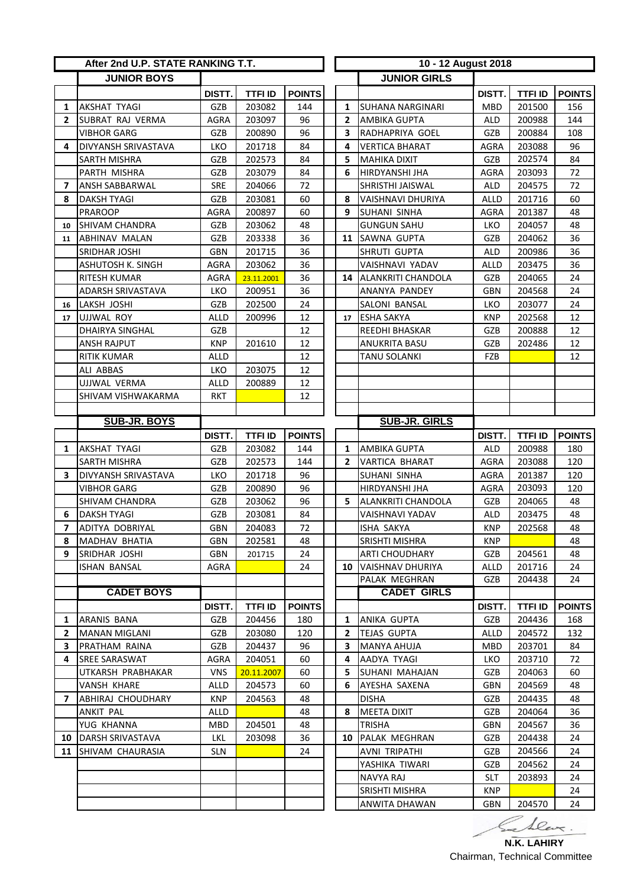| After 2nd U.P. STATE RANKING T.T. | | | | | | 10 - 12 August 2018 | | | |
|---|---|---|---|---|---|---|---|---|---|
| | **JUNIOR BOYS** | | | | | **JUNIOR GIRLS** | | | |
| | | **DISTT.** | **TTFI ID** | **POINTS** | | | **DISTT.** | **TTFI ID** | **POINTS** |
| 1 | AKSHAT TYAGI | GZB | 203082 | 144 | 1 | SUHANA NARGINARI | MBD | 201500 | 156 |
| 2 | SUBRAT RAJ VERMA | AGRA | 203097 | 96 | 2 | AMBIKA GUPTA | ALD | 200988 | 144 |
| | VIBHOR GARG | GZB | 200890 | 96 | 3 | RADHAPRIYA GOEL | GZB | 200884 | 108 |
| 4 | DIVYANSH SRIVASTAVA | LKO | 201718 | 84 | 4 | VERTICA BHARAT | AGRA | 203088 | 96 |
| | SARTH MISHRA | GZB | 202573 | 84 | 5 | MAHIKA DIXIT | GZB | 202574 | 84 |
| | PARTH MISHRA | GZB | 203079 | 84 | 6 | HIRDYANSHI JHA | AGRA | 203093 | 72 |
| 7 | ANSH SABBARWAL | SRE | 204066 | 72 | | SHRISTHI JAISWAL | ALD | 204575 | 72 |
| 8 | DAKSH TYAGI | GZB | 203081 | 60 | 8 | VAISHNAVI DHURIYA | ALLD | 201716 | 60 |
| | PRAROOP | AGRA | 200897 | 60 | 9 | SUHANI SINHA | AGRA | 201387 | 48 |
| 10 | SHIVAM CHANDRA | GZB | 203062 | 48 | | GUNGUN SAHU | LKO | 204057 | 48 |
| 11 | ABHINAV MALAN | GZB | 203338 | 36 | 11 | SAWNA GUPTA | GZB | 204062 | 36 |
| | SRIDHAR JOSHI | GBN | 201715 | 36 | | SHRUTI GUPTA | ALD | 200986 | 36 |
| | ASHUTOSH K. SINGH | AGRA | 203062 | 36 | | VAISHNAVI YADAV | ALLD | 203475 | 36 |
| | RITESH KUMAR | AGRA | 23.11.2001 | 36 | 14 | ALANKRITI CHANDOLA | GZB | 204065 | 24 |
| | ADARSH SRIVASTAVA | LKO | 200951 | 36 | | ANANYA PANDEY | GBN | 204568 | 24 |
| 16 | LAKSH JOSHI | GZB | 202500 | 24 | | SALONI BANSAL | LKO | 203077 | 24 |
| 17 | UJJWAL ROY | ALLD | 200996 | 12 | 17 | ESHA SAKYA | KNP | 202568 | 12 |
| | DHAIRYA SINGHAL | GZB | | 12 | | REEDHI BHASKAR | GZB | 200888 | 12 |
| | ANSH RAJPUT | KNP | 201610 | 12 | | ANUKRITA BASU | GZB | 202486 | 12 |
| | RITIK KUMAR | ALLD | | 12 | | TANU SOLANKI | FZB | | 12 |
| | ALI ABBAS | LKO | 203075 | 12 | | | | | |
| | UJJWAL VERMA | ALLD | 200889 | 12 | | | | | |
| | SHIVAM VISHWAKARMA | RKT | | 12 | | | | | |
| | | | | | | | | | |
| | **SUB-JR. BOYS** | | | | | **SUB-JR. GIRLS** | | | |
| | | **DISTT.** | **TTFI ID** | **POINTS** | | | **DISTT.** | **TTFI ID** | **POINTS** |
| 1 | AKSHAT TYAGI | GZB | 203082 | 144 | 1 | AMBIKA GUPTA | ALD | 200988 | 180 |
| | SARTH MISHRA | GZB | 202573 | 144 | 2 | VARTICA BHARAT | AGRA | 203088 | 120 |
| 3 | DIVYANSH SRIVASTAVA | LKO | 201718 | 96 | | SUHANI SINHA | AGRA | 201387 | 120 |
| | VIBHOR GARG | GZB | 200890 | 96 | | HIRDYANSHI JHA | AGRA | 203093 | 120 |
| | SHIVAM CHANDRA | GZB | 203062 | 96 | 5 | ALANKRITI CHANDOLA | GZB | 204065 | 48 |
| 6 | DAKSH TYAGI | GZB | 203081 | 84 | | VAISHNAVI YADAV | ALD | 203475 | 48 |
| 7 | ADITYA DOBRIYAL | GBN | 204083 | 72 | | ISHA SAKYA | KNP | 202568 | 48 |
| 8 | MADHAV BHATIA | GBN | 202581 | 48 | | SRISHTI MISHRA | KNP | | 48 |
| 9 | SRIDHAR JOSHI | GBN | 201715 | 24 | | ARTI CHOUDHARY | GZB | 204561 | 48 |
| | ISHAN BANSAL | AGRA | | 24 | 10 | VAISHNAV DHURIYA | ALLD | 201716 | 24 |
| | | | | | | PALAK MEGHRAN | GZB | 204438 | 24 |
| | **CADET BOYS** | | | | | **CADET GIRLS** | | | |
| | | **DISTT.** | **TTFI ID** | **POINTS** | | | **DISTT.** | **TTFI ID** | **POINTS** |
| 1 | ARANIS BANA | GZB | 204456 | 180 | 1 | ANIKA GUPTA | GZB | 204436 | 168 |
| 2 | MANAN MIGLANI | GZB | 203080 | 120 | 2 | TEJAS GUPTA | ALLD | 204572 | 132 |
| 3 | PRATHAM RAINA | GZB | 204437 | 96 | 3 | MANYA AHUJA | MBD | 203701 | 84 |
| 4 | SREE SARASWAT | AGRA | 204051 | 60 | 4 | AADYA TYAGI | LKO | 203710 | 72 |
| | UTKARSH PRABHAKAR | VNS | 20.11.2007 | 60 | 5 | SUHANI MAHAJAN | GZB | 204063 | 60 |
| | VANSH KHARE | ALLD | 204573 | 60 | 6 | AYESHA SAXENA | GBN | 204569 | 48 |
| 7 | ABHIRAJ CHOUDHARY | KNP | 204563 | 48 | | DISHA | GZB | 204435 | 48 |
| | ANKIT PAL | ALLD | | 48 | 8 | MEETA DIXIT | GZB | 204064 | 36 |
| | YUG KHANNA | MBD | 204501 | 48 | | TRISHA | GBN | 204567 | 36 |
| 10 | DARSH SRIVASTAVA | LKL | 203098 | 36 | 10 | PALAK MEGHRAN | GZB | 204438 | 24 |
| 11 | SHIVAM CHAURASIA | SLN | | 24 | | AVNI TRIPATHI | GZB | 204566 | 24 |
| | | | | | | YASHIKA TIWARI | GZB | 204562 | 24 |
| | | | | | | NAVYA RAJ | SLT | 203893 | 24 |
| | | | | | | SRISHTI MISHRA | KNP | | 24 |
| | | | | | | ANWITA DHAWAN | GBN | 204570 | 24 |

**N.K. LAHIRY**
Chairman, Technical Committee